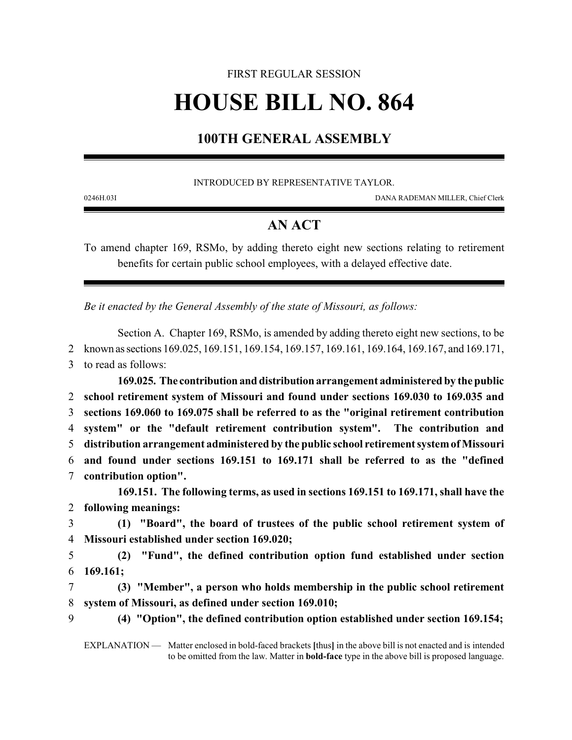FIRST REGULAR SESSION

# HOUSE BILL NO. 864

## 100TH GENERAL ASSEMBLY

INTRODUCED BY REPRESENTATIVE TAYLOR.

0246H.03I DANA RADEMAN MILLER, Chief Clerk

## AN ACT

To amend chapter 169, RSMo, by adding thereto eight new sections relating to retirement benefits for certain public school employees, with a delayed effective date.

*Be it enacted by the General Assembly of the state of Missouri, as follows:*

Section A. Chapter 169, RSMo, is amended by adding thereto eight new sections, to be known as sections 169.025, 169.151, 169.154, 169.157, 169.161, 169.164, 169.167, and 169.171, to read as follows:

**169.025. The contribution and distribution arrangement administered by the public school retirement system of Missouri and found under sections 169.030 to 169.035 and sections 169.060 to 169.075 shall be referred to as the "original retirement contribution system" or the "default retirement contribution system". The contribution and distribution arrangement administered by the public school retirement system of Missouri and found under sections 169.151 to 169.171 shall be referred to as the "defined contribution option".**

**169.151. The following terms, as used in sections 169.151 to 169.171, shall have the following meanings:**

**(1) "Board", the board of trustees of the public school retirement system of Missouri established under section 169.020;**

**(2) "Fund", the defined contribution option fund established under section 169.161;**

**(3) "Member", a person who holds membership in the public school retirement system of Missouri, as defined under section 169.010;**

**(4) "Option", the defined contribution option established under section 169.154;**

EXPLANATION — Matter enclosed in bold-faced brackets **[**thus**]** in the above bill is not enacted and is intended to be omitted from the law. Matter in **bold-face** type in the above bill is proposed language.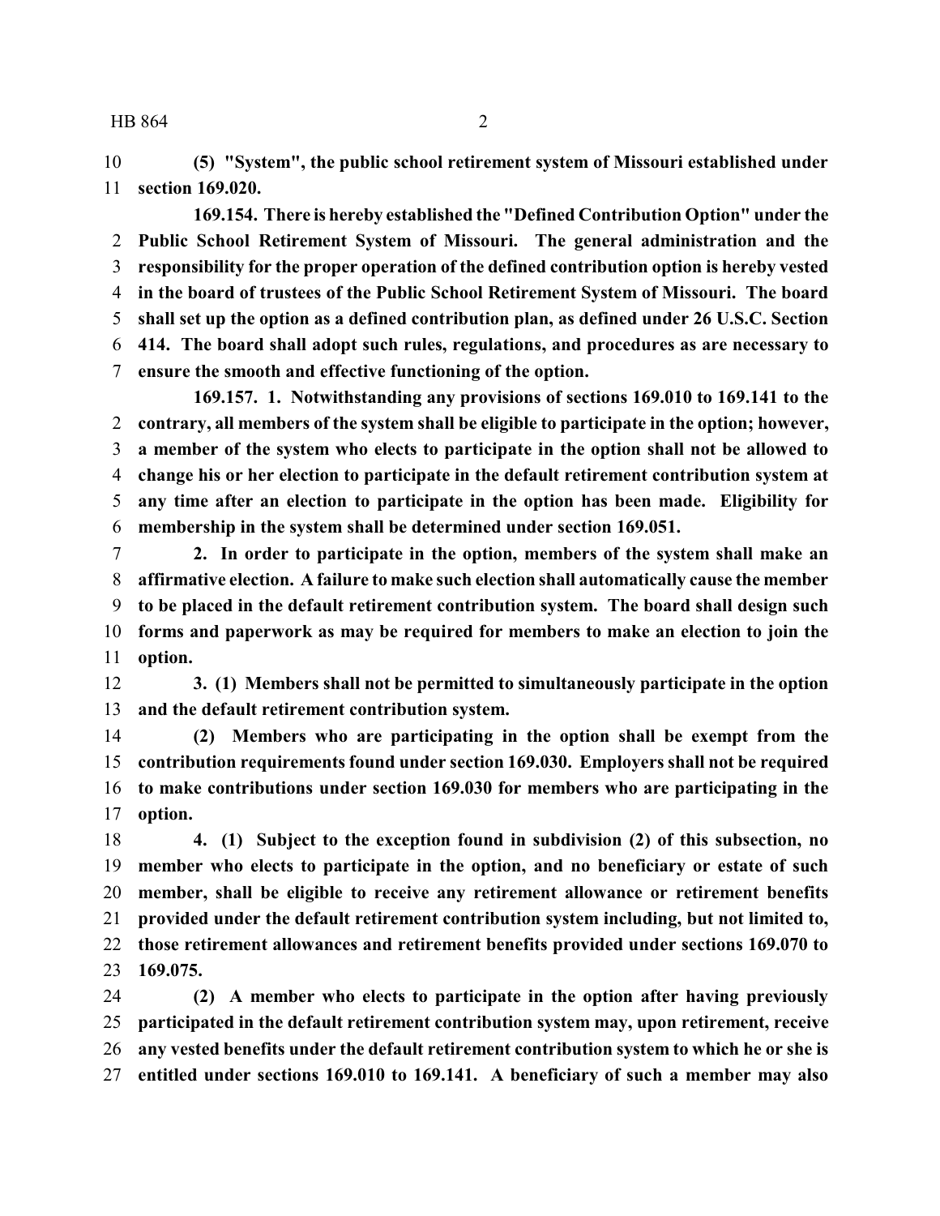**(5) "System", the public school retirement system of Missouri established under section 169.020.**

**169.154. There is hereby established the "Defined Contribution Option" under the Public School Retirement System of Missouri. The general administration and the responsibility for the proper operation of the defined contribution option is hereby vested in the board of trustees of the Public School Retirement System of Missouri. The board shall set up the option as a defined contribution plan, as defined under 26 U.S.C. Section 414. The board shall adopt such rules, regulations, and procedures as are necessary to ensure the smooth and effective functioning of the option.**

**169.157. 1. Notwithstanding any provisions of sections 169.010 to 169.141 to the contrary, all members of the system shall be eligible to participate in the option; however, a member of the system who elects to participate in the option shall not be allowed to change his or her election to participate in the default retirement contribution system at any time after an election to participate in the option has been made. Eligibility for membership in the system shall be determined under section 169.051.**

**2. In order to participate in the option, members of the system shall make an affirmative election. A failure to make such election shall automatically cause the member to be placed in the default retirement contribution system. The board shall design such forms and paperwork as may be required for members to make an election to join the option.**

**3. (1) Members shall not be permitted to simultaneously participate in the option and the default retirement contribution system.**

**(2) Members who are participating in the option shall be exempt from the contribution requirements found under section 169.030. Employers shall not be required to make contributions under section 169.030 for members who are participating in the option.**

**4. (1) Subject to the exception found in subdivision (2) of this subsection, no member who elects to participate in the option, and no beneficiary or estate of such member, shall be eligible to receive any retirement allowance or retirement benefits provided under the default retirement contribution system including, but not limited to, those retirement allowances and retirement benefits provided under sections 169.070 to 169.075.**

**(2) A member who elects to participate in the option after having previously participated in the default retirement contribution system may, upon retirement, receive any vested benefits under the default retirement contribution system to which he or she is entitled under sections 169.010 to 169.141. A beneficiary of such a member may also**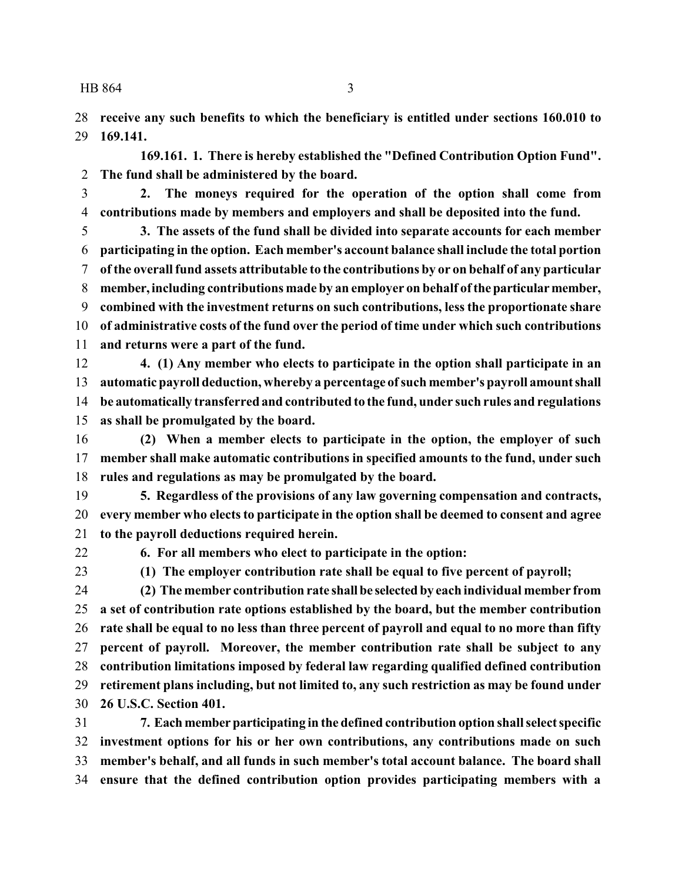**receive any such benefits to which the beneficiary is entitled under sections 160.010 to 169.141.**

**169.161. 1. There is hereby established the "Defined Contribution Option Fund". The fund shall be administered by the board.**

**2. The moneys required for the operation of the option shall come from contributions made by members and employers and shall be deposited into the fund.**

**3. The assets of the fund shall be divided into separate accounts for each member participating in the option. Each member's account balance shall include the total portion of the overall fund assets attributable to the contributions by or on behalf of any particular member, including contributions made by an employer on behalf of the particular member, combined with the investment returns on such contributions, less the proportionate share of administrative costs of the fund over the period of time under which such contributions and returns were a part of the fund.**

**4. (1) Any member who elects to participate in the option shall participate in an automatic payroll deduction, whereby a percentage of such member's payroll amount shall be automatically transferred and contributed to the fund, under such rules and regulations as shall be promulgated by the board.**

**(2) When a member elects to participate in the option, the employer of such member shall make automatic contributions in specified amounts to the fund, under such rules and regulations as may be promulgated by the board.**

**5. Regardless of the provisions of any law governing compensation and contracts, every member who elects to participate in the option shall be deemed to consent and agree to the payroll deductions required herein.**

**6. For all members who elect to participate in the option:**

**(1) The employer contribution rate shall be equal to five percent of payroll;**

**(2) The member contribution rate shall be selected by each individual member from a set of contribution rate options established by the board, but the member contribution rate shall be equal to no less than three percent of payroll and equal to no more than fifty percent of payroll. Moreover, the member contribution rate shall be subject to any contribution limitations imposed by federal law regarding qualified defined contribution retirement plans including, but not limited to, any such restriction as may be found under 26 U.S.C. Section 401.**

**7. Each member participating in the defined contribution option shall select specific investment options for his or her own contributions, any contributions made on such member's behalf, and all funds in such member's total account balance. The board shall ensure that the defined contribution option provides participating members with a**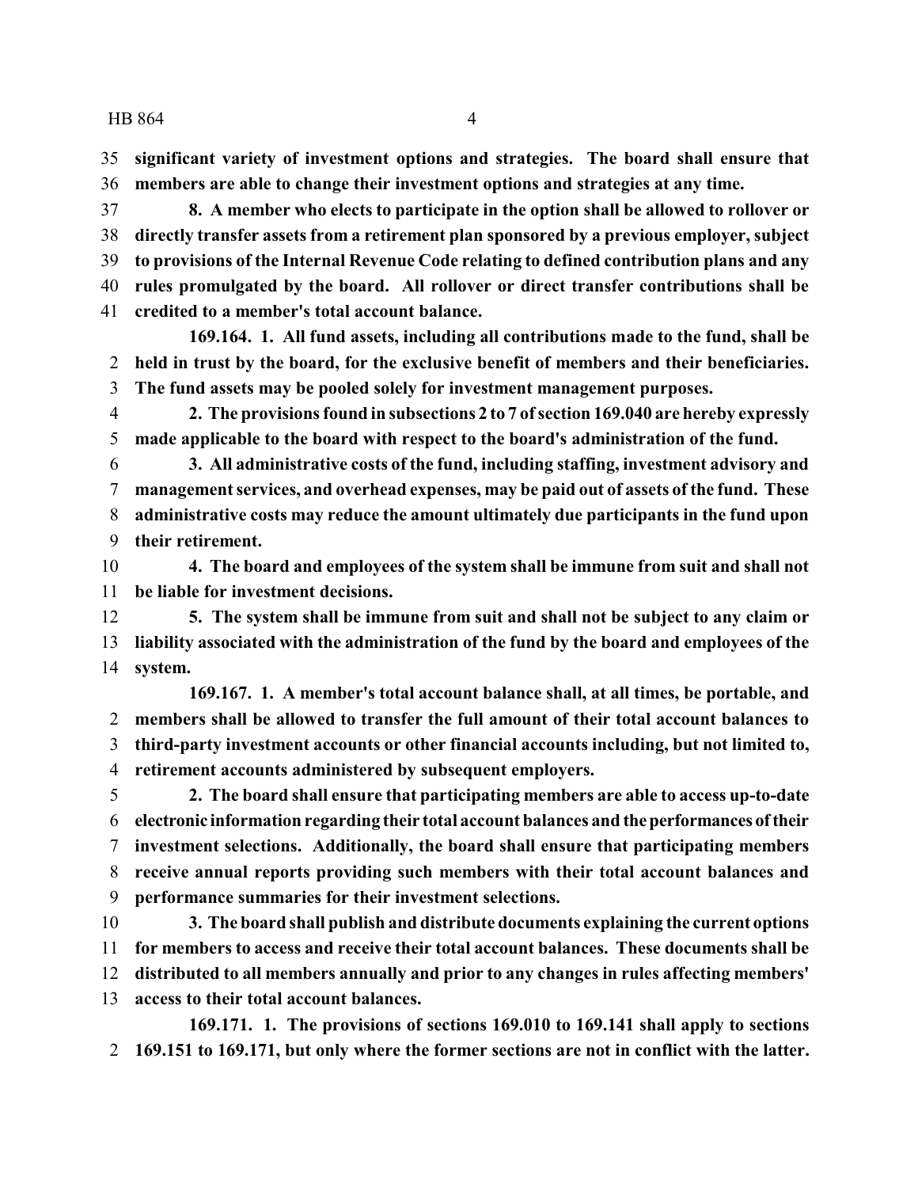**significant variety of investment options and strategies. The board shall ensure that members are able to change their investment options and strategies at any time.**

**8. A member who elects to participate in the option shall be allowed to rollover or directly transfer assets from a retirement plan sponsored by a previous employer, subject to provisions of the Internal Revenue Code relating to defined contribution plans and any rules promulgated by the board. All rollover or direct transfer contributions shall be credited to a member's total account balance.**

**169.164. 1. All fund assets, including all contributions made to the fund, shall be held in trust by the board, for the exclusive benefit of members and their beneficiaries. The fund assets may be pooled solely for investment management purposes.**

**2. The provisions found in subsections 2 to 7 of section 169.040 are hereby expressly made applicable to the board with respect to the board's administration of the fund.**

**3. All administrative costs of the fund, including staffing, investment advisory and management services, and overhead expenses, may be paid out of assets of the fund. These administrative costs may reduce the amount ultimately due participants in the fund upon their retirement.**

**4. The board and employees of the system shall be immune from suit and shall not be liable for investment decisions.**

**5. The system shall be immune from suit and shall not be subject to any claim or liability associated with the administration of the fund by the board and employees of the system.**

**169.167. 1. A member's total account balance shall, at all times, be portable, and members shall be allowed to transfer the full amount of their total account balances to third-party investment accounts or other financial accounts including, but not limited to, retirement accounts administered by subsequent employers.**

**2. The board shall ensure that participating members are able to access up-to-date electronic information regarding their total account balances and the performances of their investment selections. Additionally, the board shall ensure that participating members receive annual reports providing such members with their total account balances and performance summaries for their investment selections.**

**3. The board shall publish and distribute documents explaining the current options for members to access and receive their total account balances. These documents shall be distributed to all members annually and prior to any changes in rules affecting members' access to their total account balances.**

**169.171. 1. The provisions of sections 169.010 to 169.141 shall apply to sections 169.151 to 169.171, but only where the former sections are not in conflict with the latter.**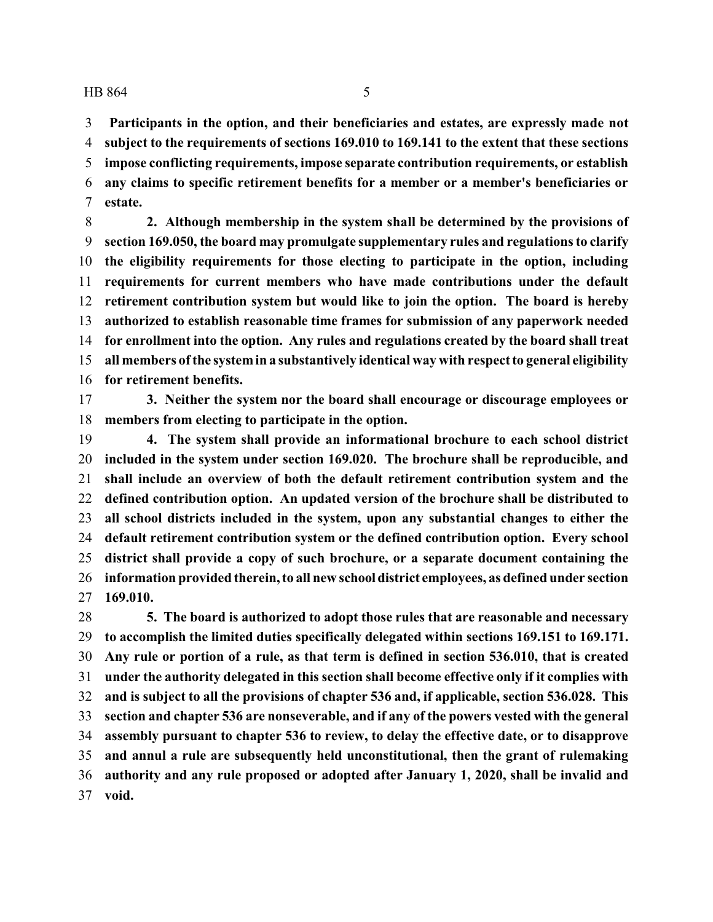**Participants in the option, and their beneficiaries and estates, are expressly made not subject to the requirements of sections 169.010 to 169.141 to the extent that these sections impose conflicting requirements, impose separate contribution requirements, or establish any claims to specific retirement benefits for a member or a member's beneficiaries or estate.**

**2. Although membership in the system shall be determined by the provisions of section 169.050, the board may promulgate supplementary rules and regulations to clarify the eligibility requirements for those electing to participate in the option, including requirements for current members who have made contributions under the default retirement contribution system but would like to join the option. The board is hereby authorized to establish reasonable time frames for submission of any paperwork needed for enrollment into the option. Any rules and regulations created by the board shall treat all members of the system in a substantively identical way with respect to general eligibility for retirement benefits.**

**3. Neither the system nor the board shall encourage or discourage employees or members from electing to participate in the option.**

**4. The system shall provide an informational brochure to each school district included in the system under section 169.020. The brochure shall be reproducible, and shall include an overview of both the default retirement contribution system and the defined contribution option. An updated version of the brochure shall be distributed to all school districts included in the system, upon any substantial changes to either the default retirement contribution system or the defined contribution option. Every school district shall provide a copy of such brochure, or a separate document containing the information provided therein, to all new school district employees, as defined under section 169.010.**

**5. The board is authorized to adopt those rules that are reasonable and necessary to accomplish the limited duties specifically delegated within sections 169.151 to 169.171. Any rule or portion of a rule, as that term is defined in section 536.010, that is created under the authority delegated in this section shall become effective only if it complies with and is subject to all the provisions of chapter 536 and, if applicable, section 536.028. This section and chapter 536 are nonseverable, and if any of the powers vested with the general assembly pursuant to chapter 536 to review, to delay the effective date, or to disapprove and annul a rule are subsequently held unconstitutional, then the grant of rulemaking authority and any rule proposed or adopted after January 1, 2020, shall be invalid and void.**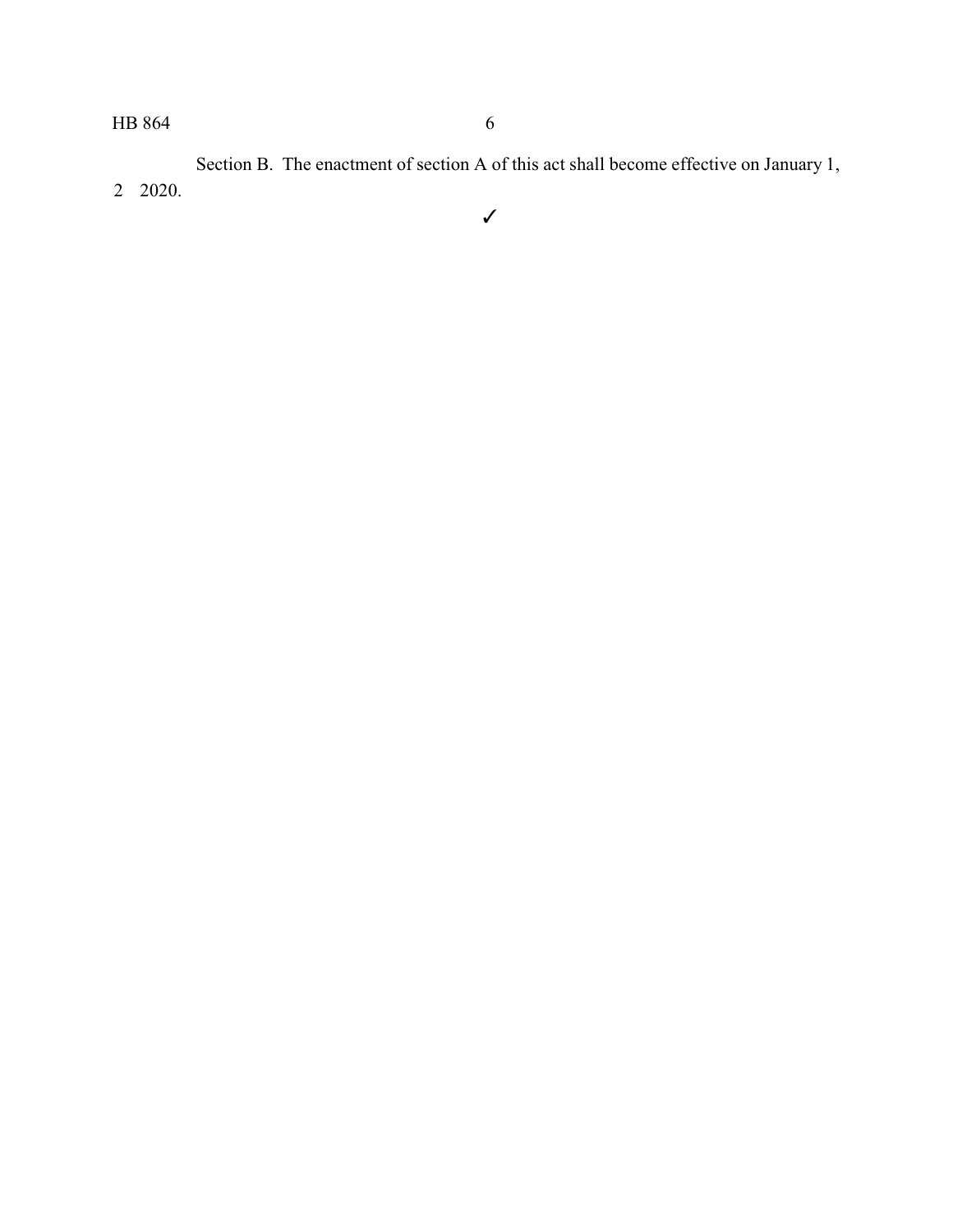Section B. The enactment of section A of this act shall become effective on January 1, 2020.

✓